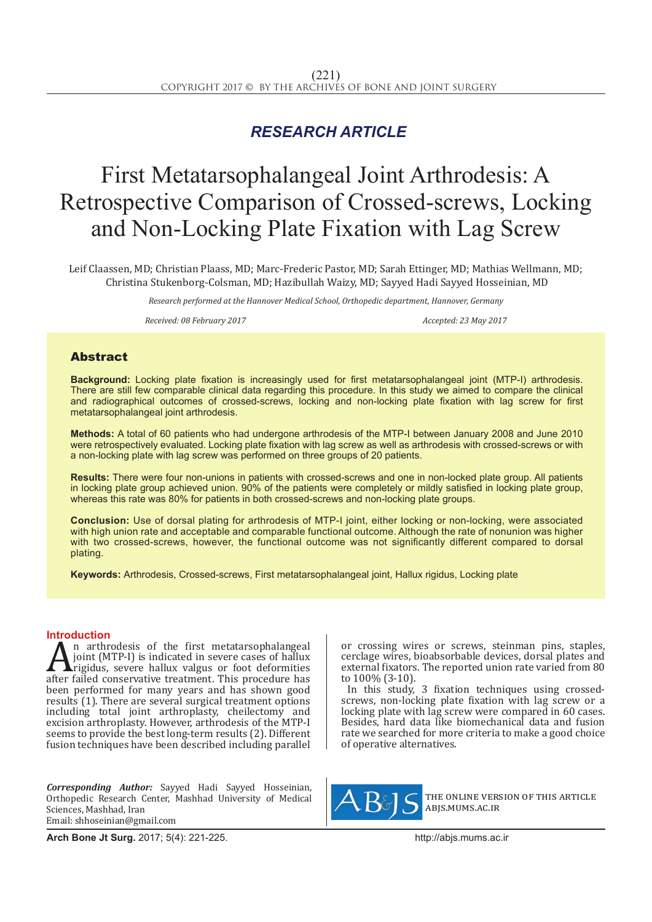*RESEARCH ARTICLE*

# First Metatarsophalangeal Joint Arthrodesis: A Retrospective Comparison of Crossed-screws, Locking and Non-Locking Plate Fixation with Lag Screw

Leif Claassen, MD; Christian Plaass, MD; Marc-Frederic Pastor, MD; Sarah Ettinger, MD; Mathias Wellmann, MD; Christina Stukenborg-Colsman, MD; Hazibullah Waizy, MD; Sayyed Hadi Sayyed Hosseinian, MD

*Research performed at the Hannover Medical School, Orthopedic department, Hannover, Germany*

*Received: 08 February 2017* *Accepted: 23 May 2017*

## Abstract

**Background:** Locking plate fixation is increasingly used for first metatarsophalangeal joint (MTP-I) arthrodesis. There are still few comparable clinical data regarding this procedure. In this study we aimed to compare the clinical and radiographical outcomes of crossed-screws, locking and non-locking plate fixation with lag screw for first metatarsophalangeal joint arthrodesis.

**Methods:** A total of 60 patients who had undergone arthrodesis of the MTP-I between January 2008 and June 2010 were retrospectively evaluated. Locking plate fixation with lag screw as well as arthrodesis with crossed-screws or with a non-locking plate with lag screw was performed on three groups of 20 patients.

**Results:** There were four non-unions in patients with crossed-screws and one in non-locked plate group. All patients in locking plate group achieved union. 90% of the patients were completely or mildly satisfied in locking plate group, whereas this rate was 80% for patients in both crossed-screws and non-locking plate groups.

**Conclusion:** Use of dorsal plating for arthrodesis of MTP-I joint, either locking or non-locking, were associated with high union rate and acceptable and comparable functional outcome. Although the rate of nonunion was higher with two crossed-screws, however, the functional outcome was not significantly different compared to dorsal plating.

**Keywords:** Arthrodesis, Crossed-screws, First metatarsophalangeal joint, Hallux rigidus, Locking plate

## Introduction

An arthrodesis of the first metatarsophalangeal joint (MTP-I) is indicated in severe cases of hallux rigidus, severe hallux valgus or foot deformities after failed conservative treatment. This procedure has been performed for many years and has shown good results (1). There are several surgical treatment options including total joint arthroplasty, cheilectomy and excision arthroplasty. However, arthrodesis of the MTP-I seems to provide the best long-term results (2). Different fusion techniques have been described including parallel or crossing wires or screws, steinman pins, staples, cerclage wires, bioabsorbable devices, dorsal plates and external fixators. The reported union rate varied from 80 to 100% (3-10).

In this study, 3 fixation techniques using crossed-screws, non-locking plate fixation with lag screw or a locking plate with lag screw were compared in 60 cases. Besides, hard data like biomechanical data and fusion rate we searched for more criteria to make a good choice of operative alternatives.

***Corresponding Author:*** Sayyed Hadi Sayyed Hosseinian, Orthopedic Research Center, Mashhad University of Medical Sciences, Mashhad, Iran
Email: shhoseinian@gmail.com

THE ONLINE VERSION OF THIS ARTICLE ABJS.MUMS.AC.IR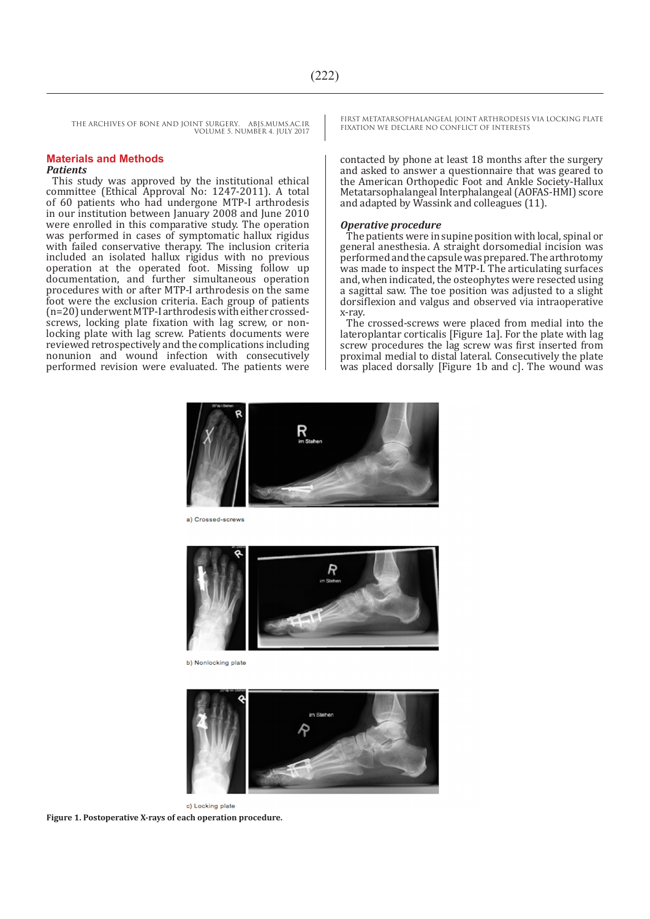## Materials and Methods

### *Patients*

This study was approved by the institutional ethical committee (Ethical Approval No: 1247-2011). A total of 60 patients who had undergone MTP-I arthrodesis in our institution between January 2008 and June 2010 were enrolled in this comparative study. The operation was performed in cases of symptomatic hallux rigidus with failed conservative therapy. The inclusion criteria included an isolated hallux rigidus with no previous operation at the operated foot. Missing follow up documentation, and further simultaneous operation procedures with or after MTP-I arthrodesis on the same foot were the exclusion criteria. Each group of patients (n=20) underwent MTP-I arthrodesis with either crossed-screws, locking plate fixation with lag screw, or non-locking plate with lag screw. Patients documents were reviewed retrospectively and the complications including nonunion and wound infection with consecutively performed revision were evaluated. The patients were contacted by phone at least 18 months after the surgery and asked to answer a questionnaire that was geared to the American Orthopedic Foot and Ankle Society-Hallux Metatarsophalangeal Interphalangeal (AOFAS-HMI) score and adapted by Wassink and colleagues (11).

### *Operative procedure*

The patients were in supine position with local, spinal or general anesthesia. A straight dorsomedial incision was performed and the capsule was prepared. The arthrotomy was made to inspect the MTP-I. The articulating surfaces and, when indicated, the osteophytes were resected using a sagittal saw. The toe position was adjusted to a slight dorsiflexion and valgus and observed via intraoperative x-ray.

The crossed-screws were placed from medial into the lateroplantar corticalis [Figure 1a]. For the plate with lag screw procedures the lag screw was first inserted from proximal medial to distal lateral. Consecutively the plate was placed dorsally [Figure 1b and c]. The wound was

a) Crossed-screws

b) Nonlocking plate

c) Locking plate

**Figure 1. Postoperative X-rays of each operation procedure.**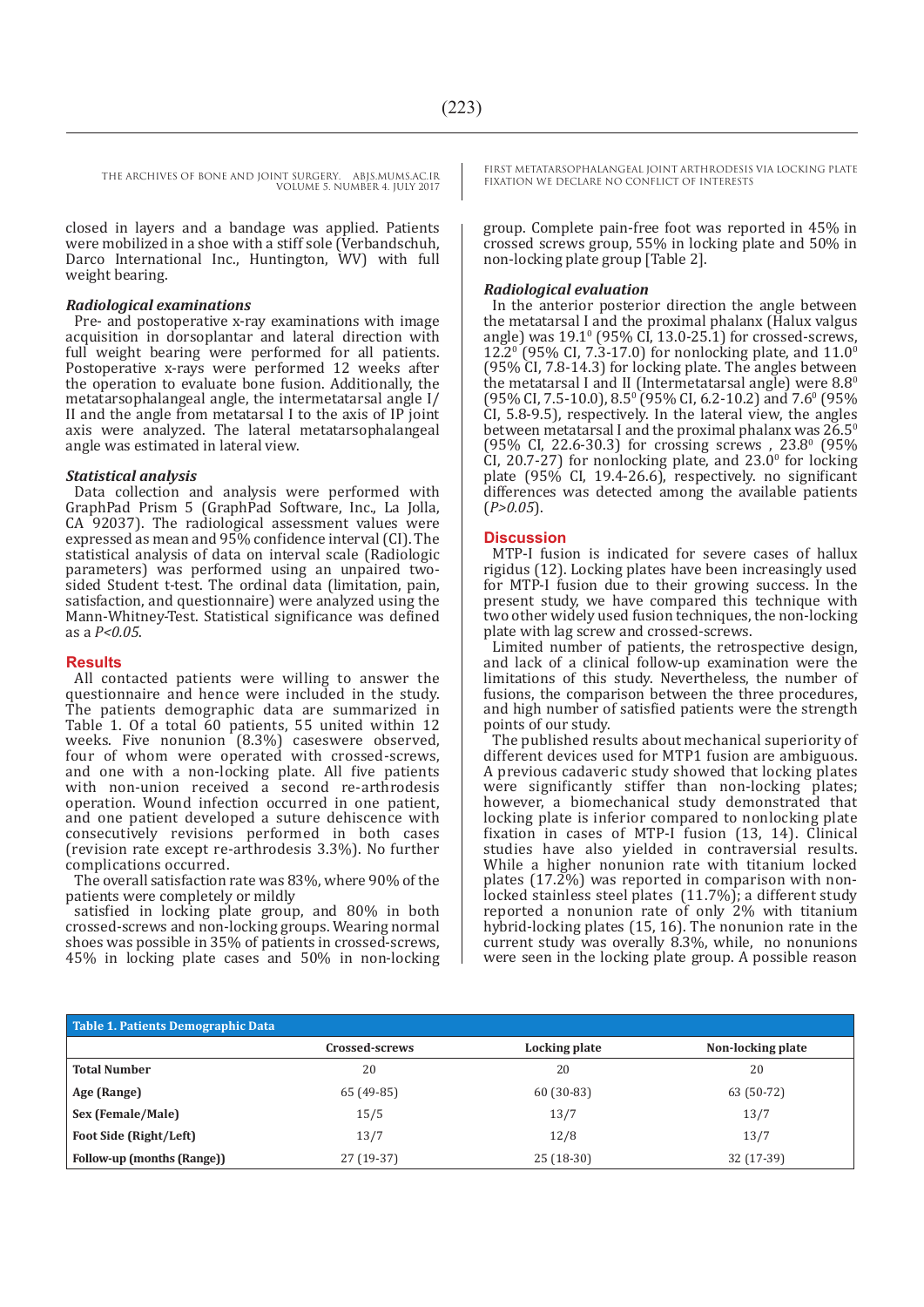closed in layers and a bandage was applied. Patients were mobilized in a shoe with a stiff sole (Verbandschuh, Darco International Inc., Huntington, WV) with full weight bearing.

### *Radiological examinations*

Pre- and postoperative x-ray examinations with image acquisition in dorsoplantar and lateral direction with full weight bearing were performed for all patients. Postoperative x-rays were performed 12 weeks after the operation to evaluate bone fusion. Additionally, the metatarsophalangeal angle, the intermetatarsal angle I/II and the angle from metatarsal I to the axis of IP joint axis were analyzed. The lateral metatarsophalangeal angle was estimated in lateral view.

### *Statistical analysis*

Data collection and analysis were performed with GraphPad Prism 5 (GraphPad Software, Inc., La Jolla, CA 92037). The radiological assessment values were expressed as mean and 95% confidence interval (CI). The statistical analysis of data on interval scale (Radiologic parameters) was performed using an unpaired two-sided Student t-test. The ordinal data (limitation, pain, satisfaction, and questionnaire) were analyzed using the Mann-Whitney-Test. Statistical significance was defined as a $P<0.05$.

## Results

All contacted patients were willing to answer the questionnaire and hence were included in the study. The patients demographic data are summarized in Table 1. Of a total 60 patients, 55 united within 12 weeks. Five nonunion (8.3%) caseswere observed, four of whom were operated with crossed-screws, and one with a non-locking plate. All five patients with non-union received a second re-arthrodesis operation. Wound infection occurred in one patient, and one patient developed a suture dehiscence with consecutively revisions performed in both cases (revision rate except re-arthrodesis 3.3%). No further complications occurred.

The overall satisfaction rate was 83%, where 90% of the patients were completely or mildly satisfied in locking plate group, and 80% in both crossed-screws and non-locking groups. Wearing normal shoes was possible in 35% of patients in crossed-screws, 45% in locking plate cases and 50% in non-locking group. Complete pain-free foot was reported in 45% in crossed screws group, 55% in locking plate and 50% in non-locking plate group [Table 2].

### *Radiological evaluation*

In the anterior posterior direction the angle between the metatarsal I and the proximal phalanx (Halux valgus angle) was $19.1^0$ (95% CI, 13.0-25.1) for crossed-screws, $12.2^0$ (95% CI, 7.3-17.0) for nonlocking plate, and $11.0^0$ (95% CI, 7.8-14.3) for locking plate. The angles between the metatarsal I and II (Intermetatarsal angle) were $8.8^0$ (95% CI, 7.5-10.0), $8.5^0$ (95% CI, 6.2-10.2) and $7.6^0$ (95% CI, 5.8-9.5), respectively. In the lateral view, the angles between metatarsal I and the proximal phalanx was $26.5^0$ (95% CI, 22.6-30.3) for crossing screws , $23.8^0$ (95% CI, 20.7-27) for nonlocking plate, and $23.0^0$ for locking plate (95% CI, 19.4-26.6), respectively. no significant differences was detected among the available patients ($P>0.05$).

## Discussion

MTP-I fusion is indicated for severe cases of hallux rigidus (12). Locking plates have been increasingly used for MTP-I fusion due to their growing success. In the present study, we have compared this technique with two other widely used fusion techniques, the non-locking plate with lag screw and crossed-screws.

Limited number of patients, the retrospective design, and lack of a clinical follow-up examination were the limitations of this study. Nevertheless, the number of fusions, the comparison between the three procedures, and high number of satisfied patients were the strength points of our study.

The published results about mechanical superiority of different devices used for MTP1 fusion are ambiguous. A previous cadaveric study showed that locking plates were significantly stiffer than non-locking plates; however, a biomechanical study demonstrated that locking plate is inferior compared to nonlocking plate fixation in cases of MTP-I fusion (13, 14). Clinical studies have also yielded in contraversial results. While a higher nonunion rate with titanium locked plates (17.2%) was reported in comparison with non-locked stainless steel plates (11.7%); a different study reported a nonunion rate of only 2% with titanium hybrid-locking plates (15, 16). The nonunion rate in the current study was overally 8.3%, while, no nonunions were seen in the locking plate group. A possible reason

**Table 1. Patients Demographic Data**

| | Crossed-screws | Locking plate | Non-locking plate |
|---|---|---|---|
| **Total Number** | 20 | 20 | 20 |
| **Age (Range)** | 65 (49-85) | 60 (30-83) | 63 (50-72) |
| **Sex (Female/Male)** | 15/5 | 13/7 | 13/7 |
| **Foot Side (Right/Left)** | 13/7 | 12/8 | 13/7 |
| **Follow-up (months (Range))** | 27 (19-37) | 25 (18-30) | 32 (17-39) |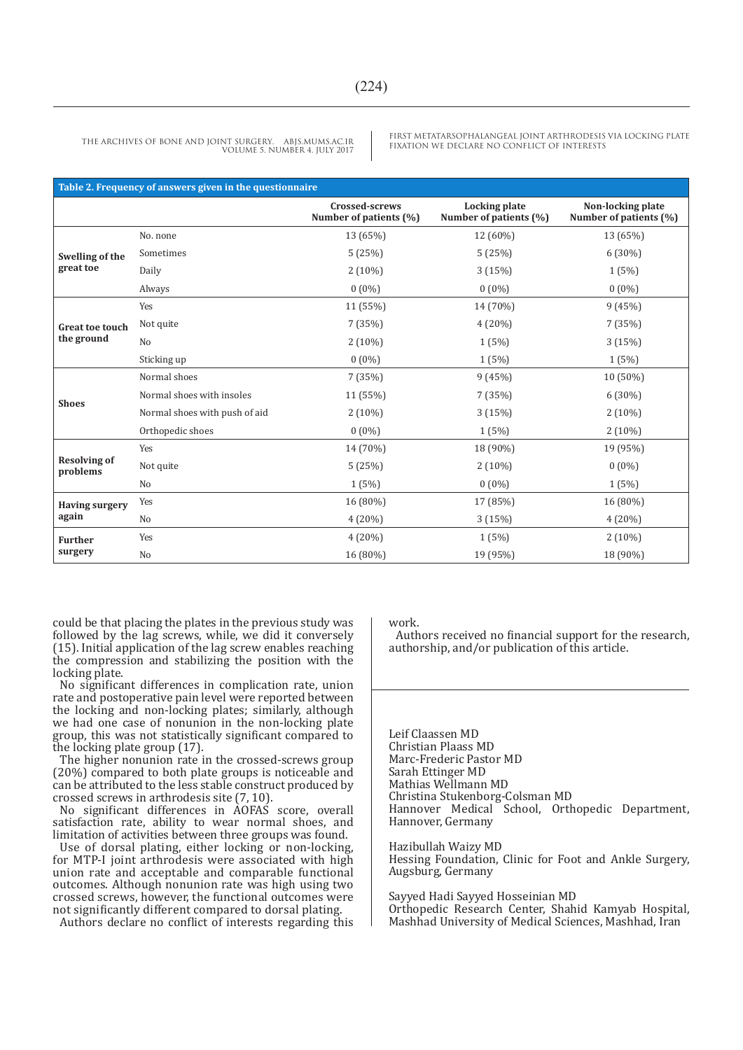**Table 2. Frequency of answers given in the questionnaire**

| | | Crossed-screws Number of patients (%) | Locking plate Number of patients (%) | Non-locking plate Number of patients (%) |
|---|---|---|---|---|
| **Swelling of the great toe** | No. none | 13 (65%) | 12 (60%) | 13 (65%) |
| | Sometimes | 5 (25%) | 5 (25%) | 6 (30%) |
| | Daily | 2 (10%) | 3 (15%) | 1 (5%) |
| | Always | 0 (0%) | 0 (0%) | 0 (0%) |
| **Great toe touch the ground** | Yes | 11 (55%) | 14 (70%) | 9 (45%) |
| | Not quite | 7 (35%) | 4 (20%) | 7 (35%) |
| | No | 2 (10%) | 1 (5%) | 3 (15%) |
| | Sticking up | 0 (0%) | 1 (5%) | 1 (5%) |
| **Shoes** | Normal shoes | 7 (35%) | 9 (45%) | 10 (50%) |
| | Normal shoes with insoles | 11 (55%) | 7 (35%) | 6 (30%) |
| | Normal shoes with push of aid | 2 (10%) | 3 (15%) | 2 (10%) |
| | Orthopedic shoes | 0 (0%) | 1 (5%) | 2 (10%) |
| **Resolving of problems** | Yes | 14 (70%) | 18 (90%) | 19 (95%) |
| | Not quite | 5 (25%) | 2 (10%) | 0 (0%) |
| | No | 1 (5%) | 0 (0%) | 1 (5%) |
| **Having surgery again** | Yes | 16 (80%) | 17 (85%) | 16 (80%) |
| | No | 4 (20%) | 3 (15%) | 4 (20%) |
| **Further surgery** | Yes | 4 (20%) | 1 (5%) | 2 (10%) |
| | No | 16 (80%) | 19 (95%) | 18 (90%) |

could be that placing the plates in the previous study was followed by the lag screws, while, we did it conversely (15). Initial application of the lag screw enables reaching the compression and stabilizing the position with the locking plate.

No significant differences in complication rate, union rate and postoperative pain level were reported between the locking and non-locking plates; similarly, although we had one case of nonunion in the non-locking plate group, this was not statistically significant compared to the locking plate group (17).

The higher nonunion rate in the crossed-screws group (20%) compared to both plate groups is noticeable and can be attributed to the less stable construct produced by crossed screws in arthrodesis site (7, 10).

No significant differences in AOFAS score, overall satisfaction rate, ability to wear normal shoes, and limitation of activities between three groups was found.

Use of dorsal plating, either locking or non-locking, for MTP-I joint arthrodesis were associated with high union rate and acceptable and comparable functional outcomes. Although nonunion rate was high using two crossed screws, however, the functional outcomes were not significantly different compared to dorsal plating.

Authors declare no conflict of interests regarding this work.

Authors received no financial support for the research, authorship, and/or publication of this article.

Leif Claassen MD
Christian Plaass MD
Marc-Frederic Pastor MD
Sarah Ettinger MD
Mathias Wellmann MD
Christina Stukenborg-Colsman MD
Hannover Medical School, Orthopedic Department, Hannover, Germany

Hazibullah Waizy MD
Hessing Foundation, Clinic for Foot and Ankle Surgery, Augsburg, Germany

Sayyed Hadi Sayyed Hosseinian MD
Orthopedic Research Center, Shahid Kamyab Hospital, Mashhad University of Medical Sciences, Mashhad, Iran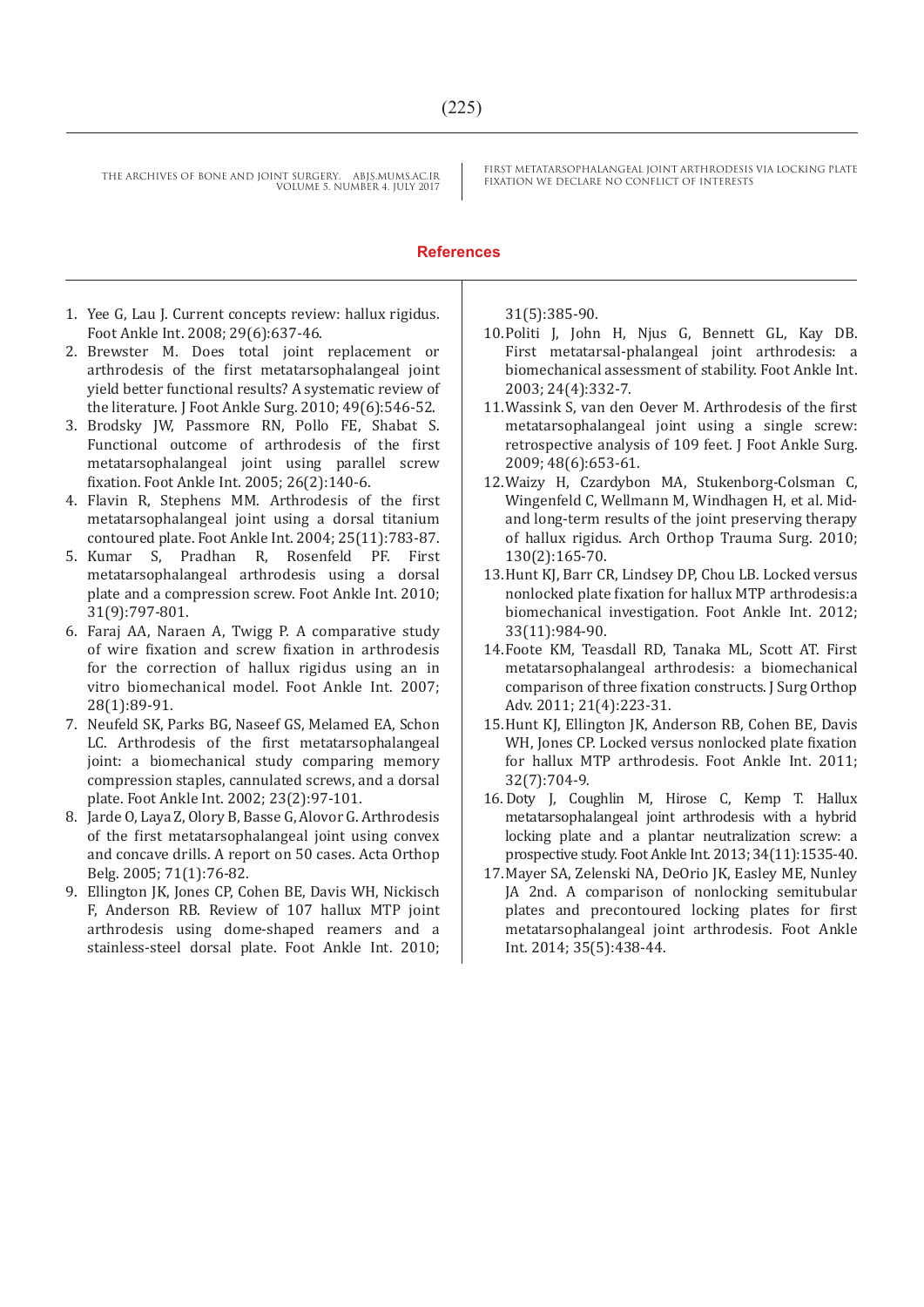## References

1. Yee G, Lau J. Current concepts review: hallux rigidus. Foot Ankle Int. 2008; 29(6):637-46.
2. Brewster M. Does total joint replacement or arthrodesis of the first metatarsophalangeal joint yield better functional results? A systematic review of the literature. J Foot Ankle Surg. 2010; 49(6):546-52.
3. Brodsky JW, Passmore RN, Pollo FE, Shabat S. Functional outcome of arthrodesis of the first metatarsophalangeal joint using parallel screw fixation. Foot Ankle Int. 2005; 26(2):140-6.
4. Flavin R, Stephens MM. Arthrodesis of the first metatarsophalangeal joint using a dorsal titanium contoured plate. Foot Ankle Int. 2004; 25(11):783-87.
5. Kumar S, Pradhan R, Rosenfeld PF. First metatarsophalangeal arthrodesis using a dorsal plate and a compression screw. Foot Ankle Int. 2010; 31(9):797-801.
6. Faraj AA, Naraen A, Twigg P. A comparative study of wire fixation and screw fixation in arthrodesis for the correction of hallux rigidus using an in vitro biomechanical model. Foot Ankle Int. 2007; 28(1):89-91.
7. Neufeld SK, Parks BG, Naseef GS, Melamed EA, Schon LC. Arthrodesis of the first metatarsophalangeal joint: a biomechanical study comparing memory compression staples, cannulated screws, and a dorsal plate. Foot Ankle Int. 2002; 23(2):97-101.
8. Jarde O, Laya Z, Olory B, Basse G, Alovor G. Arthrodesis of the first metatarsophalangeal joint using convex and concave drills. A report on 50 cases. Acta Orthop Belg. 2005; 71(1):76-82.
9. Ellington JK, Jones CP, Cohen BE, Davis WH, Nickisch F, Anderson RB. Review of 107 hallux MTP joint arthrodesis using dome-shaped reamers and a stainless-steel dorsal plate. Foot Ankle Int. 2010; 31(5):385-90.
10. Politi J, John H, Njus G, Bennett GL, Kay DB. First metatarsal-phalangeal joint arthrodesis: a biomechanical assessment of stability. Foot Ankle Int. 2003; 24(4):332-7.
11. Wassink S, van den Oever M. Arthrodesis of the first metatarsophalangeal joint using a single screw: retrospective analysis of 109 feet. J Foot Ankle Surg. 2009; 48(6):653-61.
12. Waizy H, Czardybon MA, Stukenborg-Colsman C, Wingenfeld C, Wellmann M, Windhagen H, et al. Mid- and long-term results of the joint preserving therapy of hallux rigidus. Arch Orthop Trauma Surg. 2010; 130(2):165-70.
13. Hunt KJ, Barr CR, Lindsey DP, Chou LB. Locked versus nonlocked plate fixation for hallux MTP arthrodesis:a biomechanical investigation. Foot Ankle Int. 2012; 33(11):984-90.
14. Foote KM, Teasdall RD, Tanaka ML, Scott AT. First metatarsophalangeal arthrodesis: a biomechanical comparison of three fixation constructs. J Surg Orthop Adv. 2011; 21(4):223-31.
15. Hunt KJ, Ellington JK, Anderson RB, Cohen BE, Davis WH, Jones CP. Locked versus nonlocked plate fixation for hallux MTP arthrodesis. Foot Ankle Int. 2011; 32(7):704-9.
16. Doty J, Coughlin M, Hirose C, Kemp T. Hallux metatarsophalangeal joint arthrodesis with a hybrid locking plate and a plantar neutralization screw: a prospective study. Foot Ankle Int. 2013; 34(11):1535-40.
17. Mayer SA, Zelenski NA, DeOrio JK, Easley ME, Nunley JA 2nd. A comparison of nonlocking semitubular plates and precontoured locking plates for first metatarsophalangeal joint arthrodesis. Foot Ankle Int. 2014; 35(5):438-44.